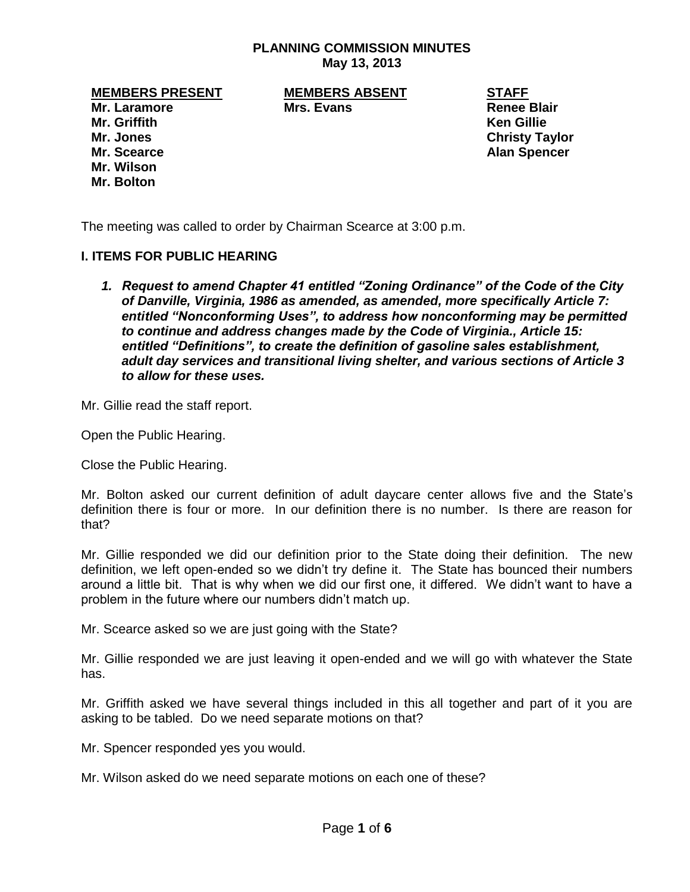# PLANNING COMMISSION MINUTES
**May 13, 2013**

| MEMBERS PRESENT | MEMBERS ABSENT | STAFF |
|---|---|---|
| Mr. Laramore | Mrs. Evans | Renee Blair |
| Mr. Griffith | | Ken Gillie |
| Mr. Jones | | Christy Taylor |
| Mr. Scearce | | Alan Spencer |
| Mr. Wilson | | |
| Mr. Bolton | | |

The meeting was called to order by Chairman Scearce at 3:00 p.m.

## I. ITEMS FOR PUBLIC HEARING

1. ***Request to amend Chapter 41 entitled "Zoning Ordinance" of the Code of the City of Danville, Virginia, 1986 as amended, as amended, more specifically Article 7: entitled "Nonconforming Uses", to address how nonconforming may be permitted to continue and address changes made by the Code of Virginia., Article 15: entitled "Definitions", to create the definition of gasoline sales establishment, adult day services and transitional living shelter, and various sections of Article 3 to allow for these uses.***

Mr. Gillie read the staff report.

Open the Public Hearing.

Close the Public Hearing.

Mr. Bolton asked our current definition of adult daycare center allows five and the State's definition there is four or more. In our definition there is no number. Is there are reason for that?

Mr. Gillie responded we did our definition prior to the State doing their definition. The new definition, we left open-ended so we didn't try define it. The State has bounced their numbers around a little bit. That is why when we did our first one, it differed. We didn't want to have a problem in the future where our numbers didn't match up.

Mr. Scearce asked so we are just going with the State?

Mr. Gillie responded we are just leaving it open-ended and we will go with whatever the State has.

Mr. Griffith asked we have several things included in this all together and part of it you are asking to be tabled. Do we need separate motions on that?

Mr. Spencer responded yes you would.

Mr. Wilson asked do we need separate motions on each one of these?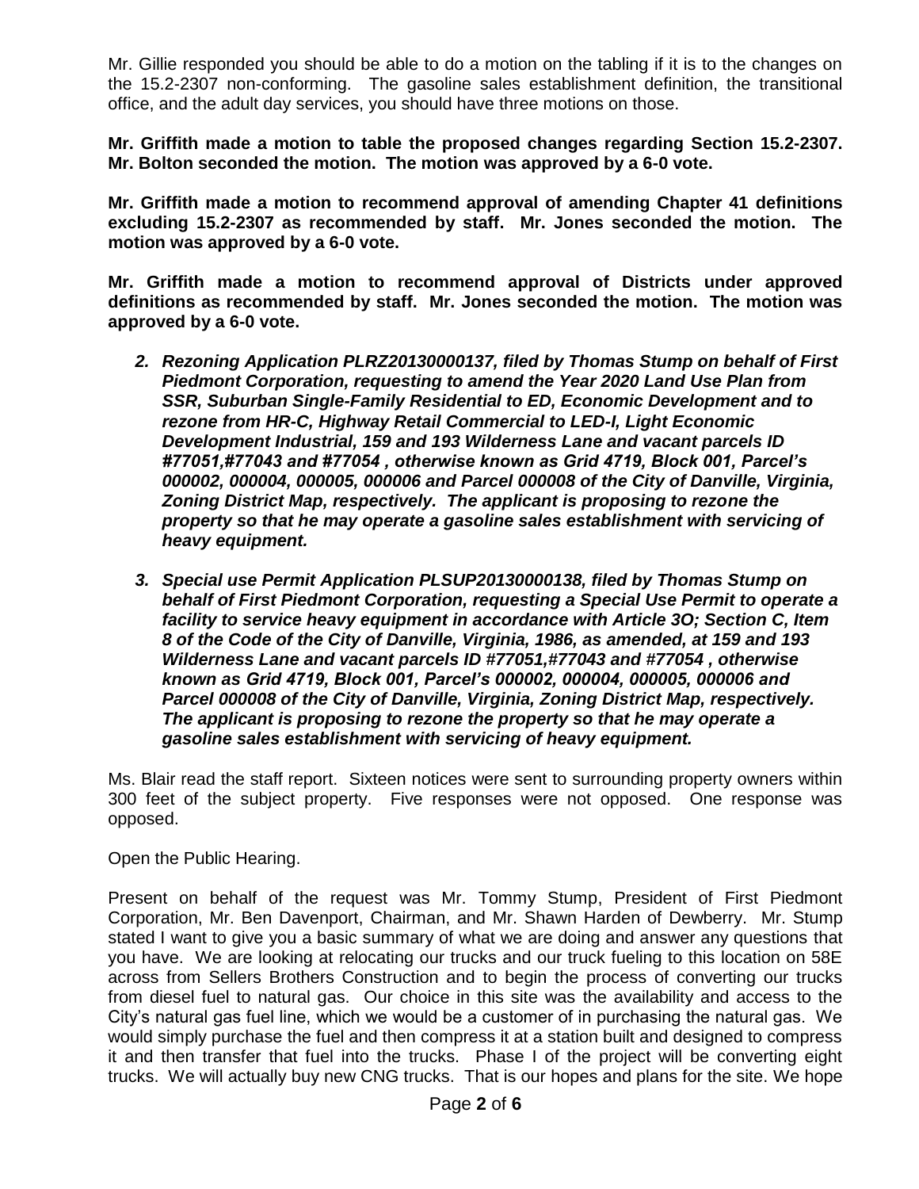Mr. Gillie responded you should be able to do a motion on the tabling if it is to the changes on the 15.2-2307 non-conforming. The gasoline sales establishment definition, the transitional office, and the adult day services, you should have three motions on those.

**Mr. Griffith made a motion to table the proposed changes regarding Section 15.2-2307. Mr. Bolton seconded the motion. The motion was approved by a 6-0 vote.**

**Mr. Griffith made a motion to recommend approval of amending Chapter 41 definitions excluding 15.2-2307 as recommended by staff. Mr. Jones seconded the motion. The motion was approved by a 6-0 vote.**

**Mr. Griffith made a motion to recommend approval of Districts under approved definitions as recommended by staff. Mr. Jones seconded the motion. The motion was approved by a 6-0 vote.**

2. ***Rezoning Application PLRZ20130000137, filed by Thomas Stump on behalf of First Piedmont Corporation, requesting to amend the Year 2020 Land Use Plan from SSR, Suburban Single-Family Residential to ED, Economic Development and to rezone from HR-C, Highway Retail Commercial to LED-I, Light Economic Development Industrial, 159 and 193 Wilderness Lane and vacant parcels ID #77051,#77043 and #77054 , otherwise known as Grid 4719, Block 001, Parcel's 000002, 000004, 000005, 000006 and Parcel 000008 of the City of Danville, Virginia, Zoning District Map, respectively. The applicant is proposing to rezone the property so that he may operate a gasoline sales establishment with servicing of heavy equipment.***

3. ***Special use Permit Application PLSUP20130000138, filed by Thomas Stump on behalf of First Piedmont Corporation, requesting a Special Use Permit to operate a facility to service heavy equipment in accordance with Article 3O; Section C, Item 8 of the Code of the City of Danville, Virginia, 1986, as amended, at 159 and 193 Wilderness Lane and vacant parcels ID #77051,#77043 and #77054 , otherwise known as Grid 4719, Block 001, Parcel's 000002, 000004, 000005, 000006 and Parcel 000008 of the City of Danville, Virginia, Zoning District Map, respectively. The applicant is proposing to rezone the property so that he may operate a gasoline sales establishment with servicing of heavy equipment.***

Ms. Blair read the staff report. Sixteen notices were sent to surrounding property owners within 300 feet of the subject property. Five responses were not opposed. One response was opposed.

Open the Public Hearing.

Present on behalf of the request was Mr. Tommy Stump, President of First Piedmont Corporation, Mr. Ben Davenport, Chairman, and Mr. Shawn Harden of Dewberry. Mr. Stump stated I want to give you a basic summary of what we are doing and answer any questions that you have. We are looking at relocating our trucks and our truck fueling to this location on 58E across from Sellers Brothers Construction and to begin the process of converting our trucks from diesel fuel to natural gas. Our choice in this site was the availability and access to the City's natural gas fuel line, which we would be a customer of in purchasing the natural gas. We would simply purchase the fuel and then compress it at a station built and designed to compress it and then transfer that fuel into the trucks. Phase I of the project will be converting eight trucks. We will actually buy new CNG trucks. That is our hopes and plans for the site. We hope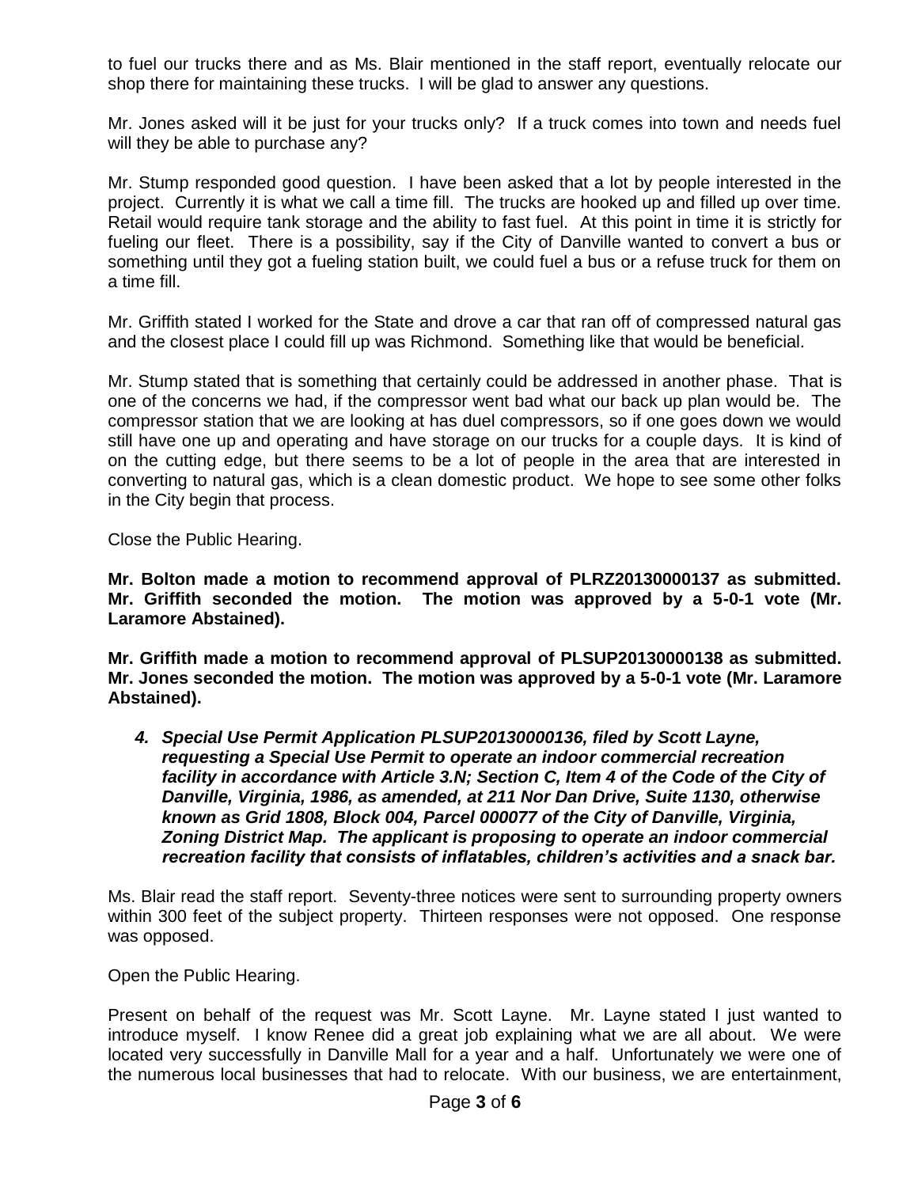to fuel our trucks there and as Ms. Blair mentioned in the staff report, eventually relocate our shop there for maintaining these trucks. I will be glad to answer any questions.

Mr. Jones asked will it be just for your trucks only? If a truck comes into town and needs fuel will they be able to purchase any?

Mr. Stump responded good question. I have been asked that a lot by people interested in the project. Currently it is what we call a time fill. The trucks are hooked up and filled up over time. Retail would require tank storage and the ability to fast fuel. At this point in time it is strictly for fueling our fleet. There is a possibility, say if the City of Danville wanted to convert a bus or something until they got a fueling station built, we could fuel a bus or a refuse truck for them on a time fill.

Mr. Griffith stated I worked for the State and drove a car that ran off of compressed natural gas and the closest place I could fill up was Richmond. Something like that would be beneficial.

Mr. Stump stated that is something that certainly could be addressed in another phase. That is one of the concerns we had, if the compressor went bad what our back up plan would be. The compressor station that we are looking at has duel compressors, so if one goes down we would still have one up and operating and have storage on our trucks for a couple days. It is kind of on the cutting edge, but there seems to be a lot of people in the area that are interested in converting to natural gas, which is a clean domestic product. We hope to see some other folks in the City begin that process.

Close the Public Hearing.

**Mr. Bolton made a motion to recommend approval of PLRZ20130000137 as submitted. Mr. Griffith seconded the motion. The motion was approved by a 5-0-1 vote (Mr. Laramore Abstained).**

**Mr. Griffith made a motion to recommend approval of PLSUP20130000138 as submitted. Mr. Jones seconded the motion. The motion was approved by a 5-0-1 vote (Mr. Laramore Abstained).**

***4. Special Use Permit Application PLSUP20130000136, filed by Scott Layne, requesting a Special Use Permit to operate an indoor commercial recreation facility in accordance with Article 3.N; Section C, Item 4 of the Code of the City of Danville, Virginia, 1986, as amended, at 211 Nor Dan Drive, Suite 1130, otherwise known as Grid 1808, Block 004, Parcel 000077 of the City of Danville, Virginia, Zoning District Map. The applicant is proposing to operate an indoor commercial recreation facility that consists of inflatables, children's activities and a snack bar.***

Ms. Blair read the staff report. Seventy-three notices were sent to surrounding property owners within 300 feet of the subject property. Thirteen responses were not opposed. One response was opposed.

Open the Public Hearing.

Present on behalf of the request was Mr. Scott Layne. Mr. Layne stated I just wanted to introduce myself. I know Renee did a great job explaining what we are all about. We were located very successfully in Danville Mall for a year and a half. Unfortunately we were one of the numerous local businesses that had to relocate. With our business, we are entertainment,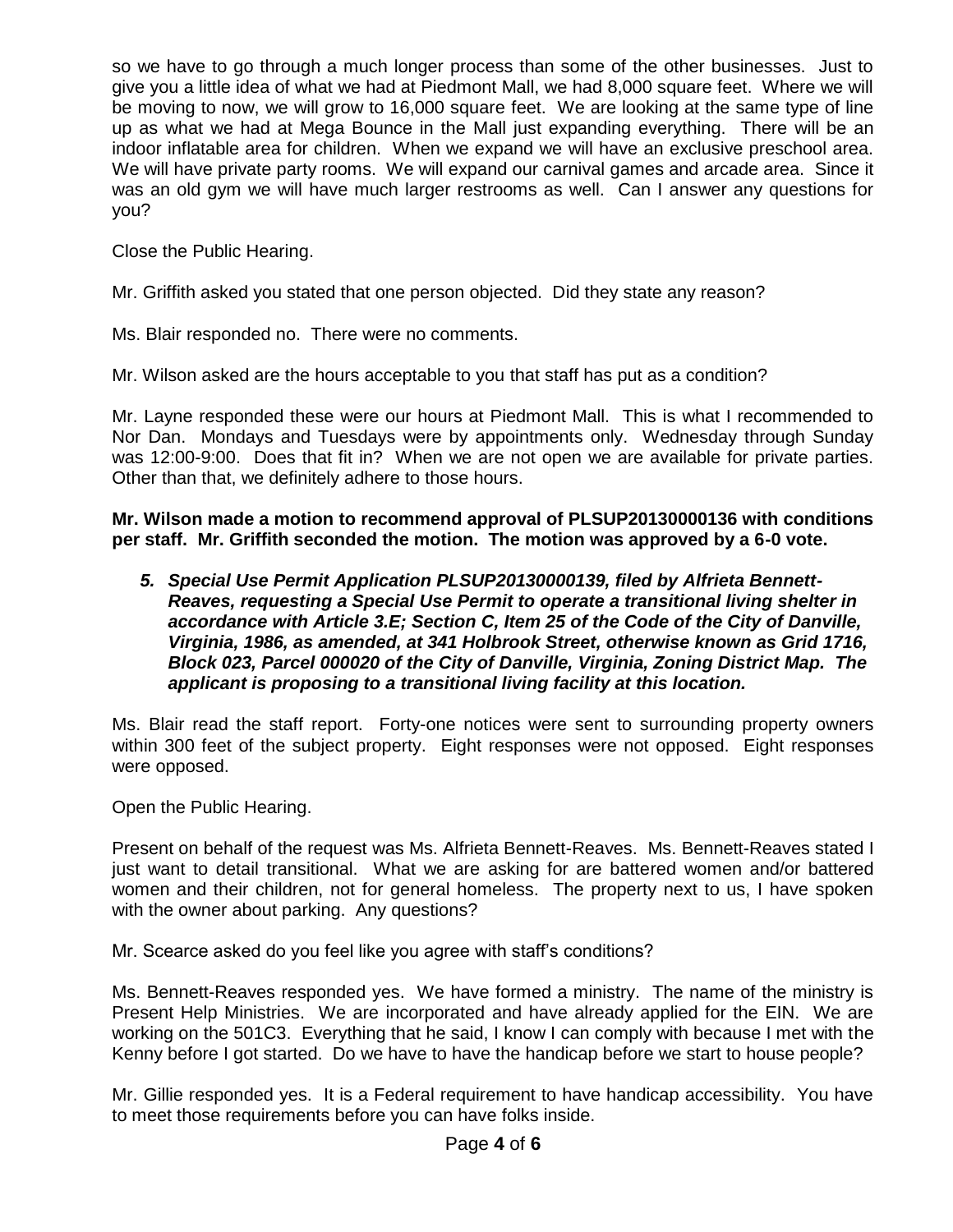so we have to go through a much longer process than some of the other businesses. Just to give you a little idea of what we had at Piedmont Mall, we had 8,000 square feet. Where we will be moving to now, we will grow to 16,000 square feet. We are looking at the same type of line up as what we had at Mega Bounce in the Mall just expanding everything. There will be an indoor inflatable area for children. When we expand we will have an exclusive preschool area. We will have private party rooms. We will expand our carnival games and arcade area. Since it was an old gym we will have much larger restrooms as well. Can I answer any questions for you?

Close the Public Hearing.

Mr. Griffith asked you stated that one person objected. Did they state any reason?

Ms. Blair responded no. There were no comments.

Mr. Wilson asked are the hours acceptable to you that staff has put as a condition?

Mr. Layne responded these were our hours at Piedmont Mall. This is what I recommended to Nor Dan. Mondays and Tuesdays were by appointments only. Wednesday through Sunday was 12:00-9:00. Does that fit in? When we are not open we are available for private parties. Other than that, we definitely adhere to those hours.

**Mr. Wilson made a motion to recommend approval of PLSUP20130000136 with conditions per staff. Mr. Griffith seconded the motion. The motion was approved by a 6-0 vote.**

5. ***Special Use Permit Application PLSUP20130000139, filed by Alfrieta Bennett-Reaves, requesting a Special Use Permit to operate a transitional living shelter in accordance with Article 3.E; Section C, Item 25 of the Code of the City of Danville, Virginia, 1986, as amended, at 341 Holbrook Street, otherwise known as Grid 1716, Block 023, Parcel 000020 of the City of Danville, Virginia, Zoning District Map. The applicant is proposing to a transitional living facility at this location.***

Ms. Blair read the staff report. Forty-one notices were sent to surrounding property owners within 300 feet of the subject property. Eight responses were not opposed. Eight responses were opposed.

Open the Public Hearing.

Present on behalf of the request was Ms. Alfrieta Bennett-Reaves. Ms. Bennett-Reaves stated I just want to detail transitional. What we are asking for are battered women and/or battered women and their children, not for general homeless. The property next to us, I have spoken with the owner about parking. Any questions?

Mr. Scearce asked do you feel like you agree with staff's conditions?

Ms. Bennett-Reaves responded yes. We have formed a ministry. The name of the ministry is Present Help Ministries. We are incorporated and have already applied for the EIN. We are working on the 501C3. Everything that he said, I know I can comply with because I met with the Kenny before I got started. Do we have to have the handicap before we start to house people?

Mr. Gillie responded yes. It is a Federal requirement to have handicap accessibility. You have to meet those requirements before you can have folks inside.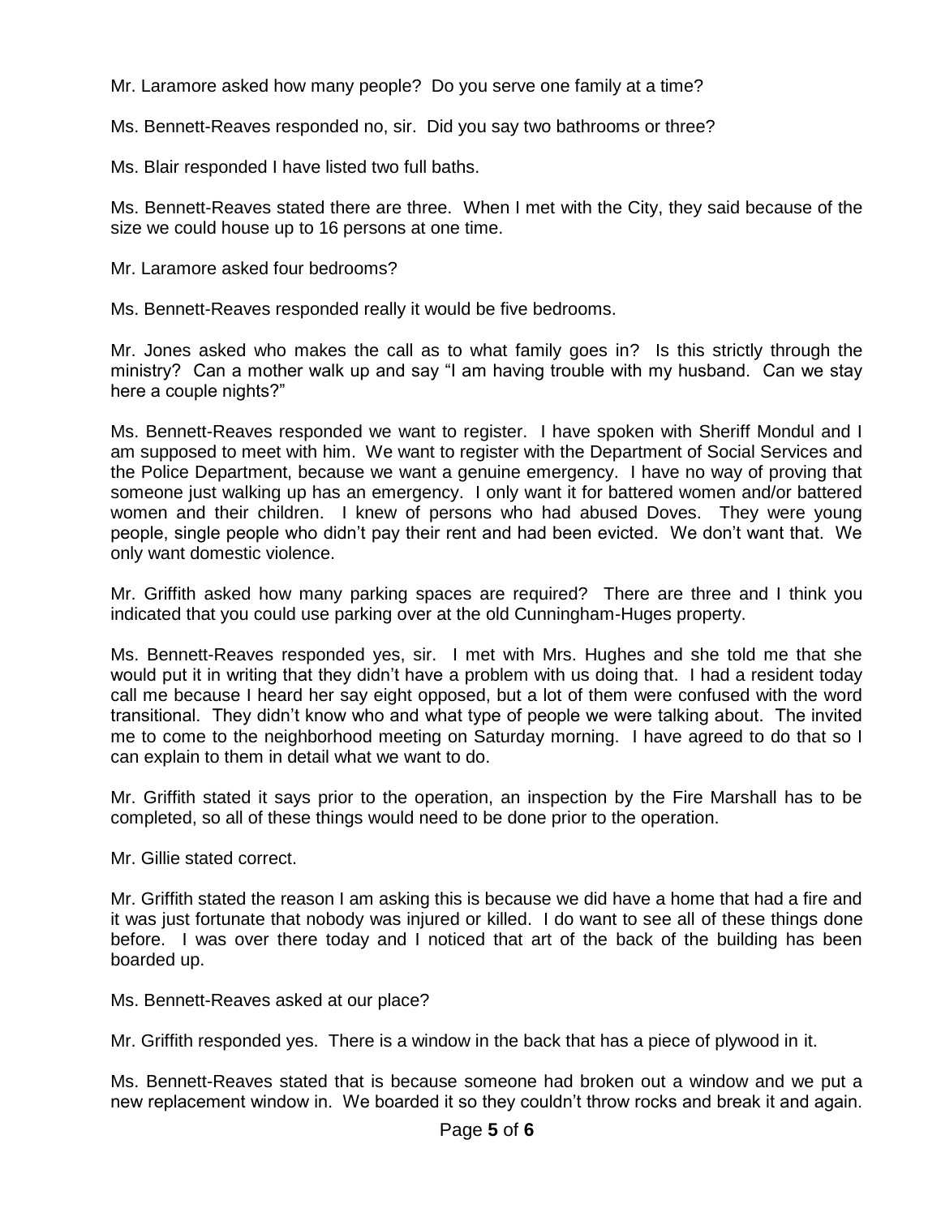Mr. Laramore asked how many people? Do you serve one family at a time?

Ms. Bennett-Reaves responded no, sir. Did you say two bathrooms or three?

Ms. Blair responded I have listed two full baths.

Ms. Bennett-Reaves stated there are three. When I met with the City, they said because of the size we could house up to 16 persons at one time.

Mr. Laramore asked four bedrooms?

Ms. Bennett-Reaves responded really it would be five bedrooms.

Mr. Jones asked who makes the call as to what family goes in? Is this strictly through the ministry? Can a mother walk up and say "I am having trouble with my husband. Can we stay here a couple nights?"

Ms. Bennett-Reaves responded we want to register. I have spoken with Sheriff Mondul and I am supposed to meet with him. We want to register with the Department of Social Services and the Police Department, because we want a genuine emergency. I have no way of proving that someone just walking up has an emergency. I only want it for battered women and/or battered women and their children. I knew of persons who had abused Doves. They were young people, single people who didn't pay their rent and had been evicted. We don't want that. We only want domestic violence.

Mr. Griffith asked how many parking spaces are required? There are three and I think you indicated that you could use parking over at the old Cunningham-Huges property.

Ms. Bennett-Reaves responded yes, sir. I met with Mrs. Hughes and she told me that she would put it in writing that they didn't have a problem with us doing that. I had a resident today call me because I heard her say eight opposed, but a lot of them were confused with the word transitional. They didn't know who and what type of people we were talking about. The invited me to come to the neighborhood meeting on Saturday morning. I have agreed to do that so I can explain to them in detail what we want to do.

Mr. Griffith stated it says prior to the operation, an inspection by the Fire Marshall has to be completed, so all of these things would need to be done prior to the operation.

Mr. Gillie stated correct.

Mr. Griffith stated the reason I am asking this is because we did have a home that had a fire and it was just fortunate that nobody was injured or killed. I do want to see all of these things done before. I was over there today and I noticed that art of the back of the building has been boarded up.

Ms. Bennett-Reaves asked at our place?

Mr. Griffith responded yes. There is a window in the back that has a piece of plywood in it.

Ms. Bennett-Reaves stated that is because someone had broken out a window and we put a new replacement window in. We boarded it so they couldn't throw rocks and break it and again.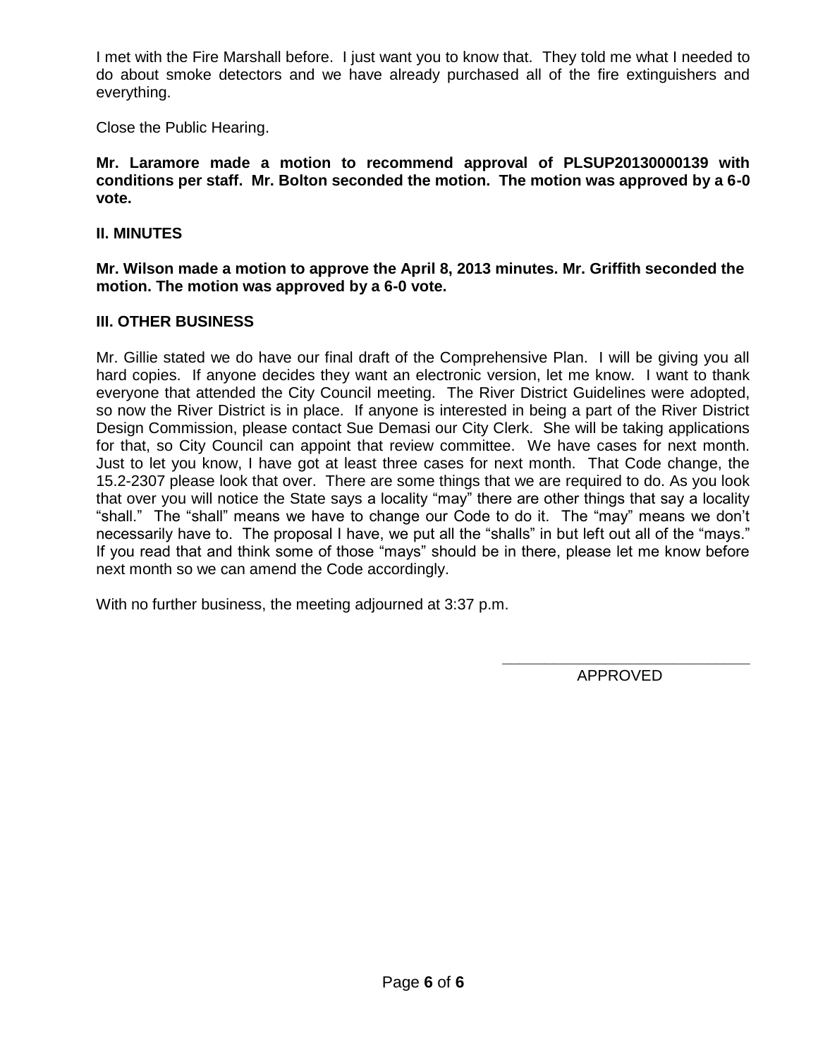I met with the Fire Marshall before. I just want you to know that. They told me what I needed to do about smoke detectors and we have already purchased all of the fire extinguishers and everything.

Close the Public Hearing.

**Mr. Laramore made a motion to recommend approval of PLSUP20130000139 with conditions per staff. Mr. Bolton seconded the motion. The motion was approved by a 6-0 vote.**

## II. MINUTES

**Mr. Wilson made a motion to approve the April 8, 2013 minutes. Mr. Griffith seconded the motion. The motion was approved by a 6-0 vote.**

## III. OTHER BUSINESS

Mr. Gillie stated we do have our final draft of the Comprehensive Plan. I will be giving you all hard copies. If anyone decides they want an electronic version, let me know. I want to thank everyone that attended the City Council meeting. The River District Guidelines were adopted, so now the River District is in place. If anyone is interested in being a part of the River District Design Commission, please contact Sue Demasi our City Clerk. She will be taking applications for that, so City Council can appoint that review committee. We have cases for next month. Just to let you know, I have got at least three cases for next month. That Code change, the 15.2-2307 please look that over. There are some things that we are required to do. As you look that over you will notice the State says a locality "may" there are other things that say a locality "shall." The "shall" means we have to change our Code to do it. The "may" means we don't necessarily have to. The proposal I have, we put all the "shalls" in but left out all of the "mays." If you read that and think some of those "mays" should be in there, please let me know before next month so we can amend the Code accordingly.

With no further business, the meeting adjourned at 3:37 p.m.

\_\_\_\_\_\_\_\_\_\_\_\_\_\_\_\_\_\_\_\_\_\_\_\_\_\_\_\_\_\_

APPROVED